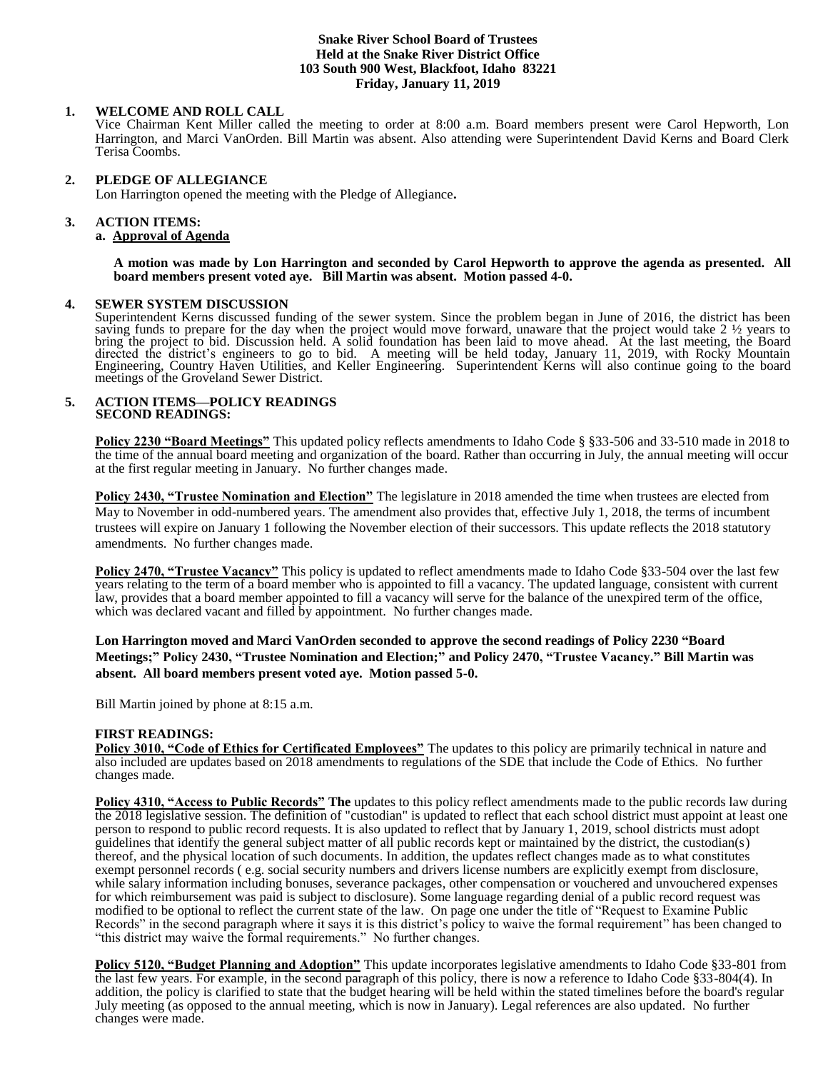**Snake River School Board of Trustees**
**Held at the Snake River District Office**
**103 South 900 West, Blackfoot, Idaho 83221**
**Friday, January 11, 2019**

**1. WELCOME AND ROLL CALL**

Vice Chairman Kent Miller called the meeting to order at 8:00 a.m. Board members present were Carol Hepworth, Lon Harrington, and Marci VanOrden. Bill Martin was absent. Also attending were Superintendent David Kerns and Board Clerk Terisa Coombs.

**2. PLEDGE OF ALLEGIANCE**

Lon Harrington opened the meeting with the Pledge of Allegiance**.**

**3. ACTION ITEMS:**

**a. Approval of Agenda**

**A motion was made by Lon Harrington and seconded by Carol Hepworth to approve the agenda as presented. All board members present voted aye. Bill Martin was absent. Motion passed 4-0.**

**4. SEWER SYSTEM DISCUSSION**

Superintendent Kerns discussed funding of the sewer system. Since the problem began in June of 2016, the district has been saving funds to prepare for the day when the project would move forward, unaware that the project would take 2 ½ years to bring the project to bid. Discussion held. A solid foundation has been laid to move ahead. At the last meeting, the Board directed the district's engineers to go to bid. A meeting will be held today, January 11, 2019, with Rocky Mountain Engineering, Country Haven Utilities, and Keller Engineering. Superintendent Kerns will also continue going to the board meetings of the Groveland Sewer District.

**5. ACTION ITEMS—POLICY READINGS**
**SECOND READINGS:**

**Policy 2230 "Board Meetings"** This updated policy reflects amendments to Idaho Code § §33-506 and 33-510 made in 2018 to the time of the annual board meeting and organization of the board. Rather than occurring in July, the annual meeting will occur at the first regular meeting in January. No further changes made.

**Policy 2430, "Trustee Nomination and Election"** The legislature in 2018 amended the time when trustees are elected from May to November in odd-numbered years. The amendment also provides that, effective July 1, 2018, the terms of incumbent trustees will expire on January 1 following the November election of their successors. This update reflects the 2018 statutory amendments. No further changes made.

**Policy 2470, "Trustee Vacancy"** This policy is updated to reflect amendments made to Idaho Code §33-504 over the last few years relating to the term of a board member who is appointed to fill a vacancy. The updated language, consistent with current law, provides that a board member appointed to fill a vacancy will serve for the balance of the unexpired term of the office, which was declared vacant and filled by appointment. No further changes made.

**Lon Harrington moved and Marci VanOrden seconded to approve the second readings of Policy 2230 "Board Meetings;" Policy 2430, "Trustee Nomination and Election;" and Policy 2470, "Trustee Vacancy." Bill Martin was absent. All board members present voted aye. Motion passed 5-0.**

Bill Martin joined by phone at 8:15 a.m.

**FIRST READINGS:**

**Policy 3010, "Code of Ethics for Certificated Employees"** The updates to this policy are primarily technical in nature and also included are updates based on 2018 amendments to regulations of the SDE that include the Code of Ethics. No further changes made.

**Policy 4310, "Access to Public Records" The** updates to this policy reflect amendments made to the public records law during the 2018 legislative session. The definition of "custodian" is updated to reflect that each school district must appoint at least one person to respond to public record requests. It is also updated to reflect that by January 1, 2019, school districts must adopt guidelines that identify the general subject matter of all public records kept or maintained by the district, the custodian(s) thereof, and the physical location of such documents. In addition, the updates reflect changes made as to what constitutes exempt personnel records ( e.g. social security numbers and drivers license numbers are explicitly exempt from disclosure, while salary information including bonuses, severance packages, other compensation or vouchered and unvouchered expenses for which reimbursement was paid is subject to disclosure). Some language regarding denial of a public record request was modified to be optional to reflect the current state of the law. On page one under the title of "Request to Examine Public Records" in the second paragraph where it says it is this district's policy to waive the formal requirement" has been changed to "this district may waive the formal requirements." No further changes.

**Policy 5120, "Budget Planning and Adoption"** This update incorporates legislative amendments to Idaho Code §33-801 from the last few years. For example, in the second paragraph of this policy, there is now a reference to Idaho Code §33-804(4). In addition, the policy is clarified to state that the budget hearing will be held within the stated timelines before the board's regular July meeting (as opposed to the annual meeting, which is now in January). Legal references are also updated. No further changes were made.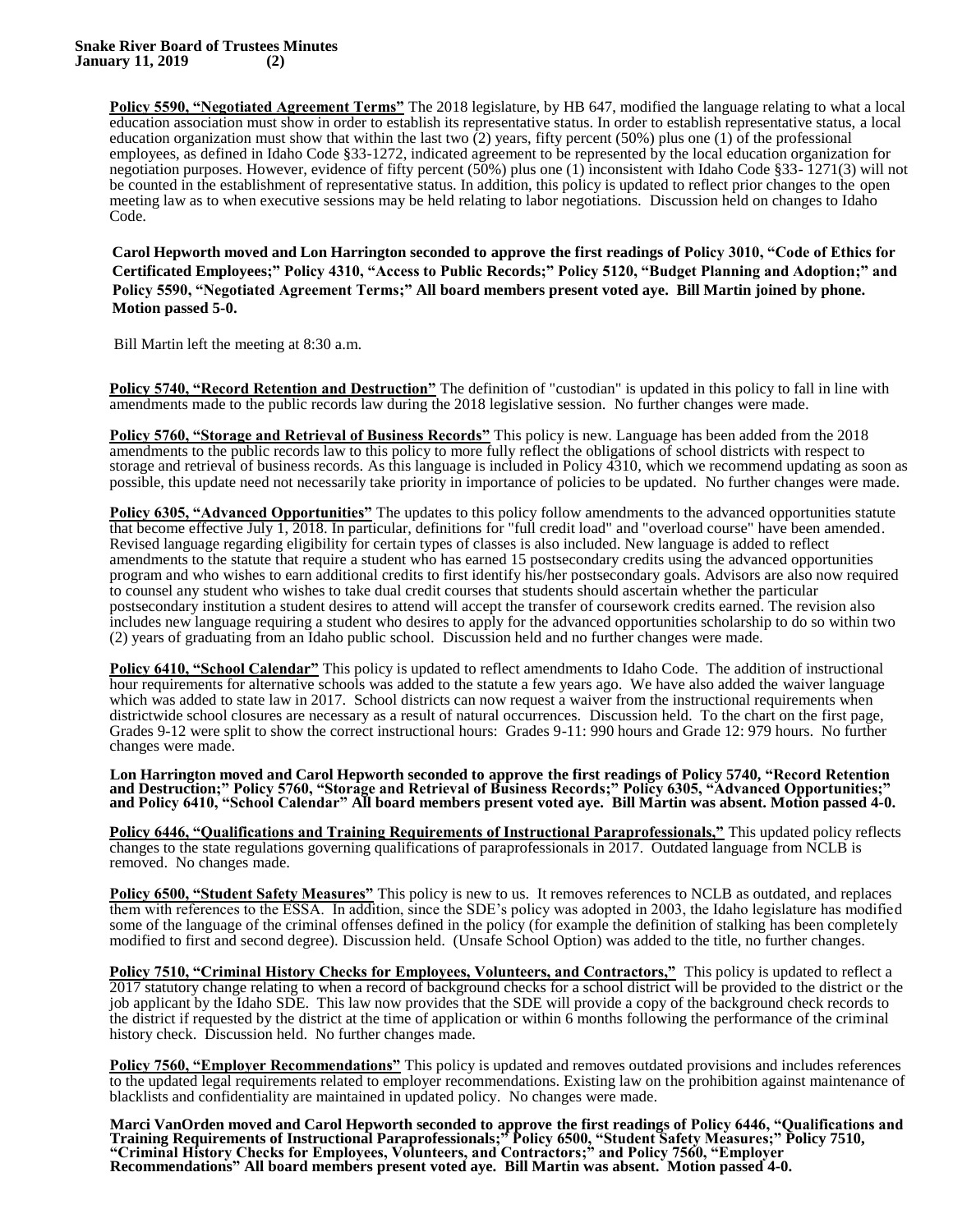**Policy 5590, "Negotiated Agreement Terms"** The 2018 legislature, by HB 647, modified the language relating to what a local education association must show in order to establish its representative status. In order to establish representative status, a local education organization must show that within the last two (2) years, fifty percent (50%) plus one (1) of the professional employees, as defined in Idaho Code §33-1272, indicated agreement to be represented by the local education organization for negotiation purposes. However, evidence of fifty percent (50%) plus one (1) inconsistent with Idaho Code §33- 1271(3) will not be counted in the establishment of representative status. In addition, this policy is updated to reflect prior changes to the open meeting law as to when executive sessions may be held relating to labor negotiations. Discussion held on changes to Idaho Code.

**Carol Hepworth moved and Lon Harrington seconded to approve the first readings of Policy 3010, "Code of Ethics for Certificated Employees;" Policy 4310, "Access to Public Records;" Policy 5120, "Budget Planning and Adoption;" and Policy 5590, "Negotiated Agreement Terms;" All board members present voted aye. Bill Martin joined by phone. Motion passed 5-0.**

Bill Martin left the meeting at 8:30 a.m.

**Policy 5740, "Record Retention and Destruction"** The definition of "custodian" is updated in this policy to fall in line with amendments made to the public records law during the 2018 legislative session. No further changes were made.

**Policy 5760, "Storage and Retrieval of Business Records"** This policy is new. Language has been added from the 2018 amendments to the public records law to this policy to more fully reflect the obligations of school districts with respect to storage and retrieval of business records. As this language is included in Policy 4310, which we recommend updating as soon as possible, this update need not necessarily take priority in importance of policies to be updated. No further changes were made.

**Policy 6305, "Advanced Opportunities"** The updates to this policy follow amendments to the advanced opportunities statute that become effective July 1, 2018. In particular, definitions for "full credit load" and "overload course" have been amended. Revised language regarding eligibility for certain types of classes is also included. New language is added to reflect amendments to the statute that require a student who has earned 15 postsecondary credits using the advanced opportunities program and who wishes to earn additional credits to first identify his/her postsecondary goals. Advisors are also now required to counsel any student who wishes to take dual credit courses that students should ascertain whether the particular postsecondary institution a student desires to attend will accept the transfer of coursework credits earned. The revision also includes new language requiring a student who desires to apply for the advanced opportunities scholarship to do so within two (2) years of graduating from an Idaho public school. Discussion held and no further changes were made.

**Policy 6410, "School Calendar"** This policy is updated to reflect amendments to Idaho Code. The addition of instructional hour requirements for alternative schools was added to the statute a few years ago. We have also added the waiver language which was added to state law in 2017. School districts can now request a waiver from the instructional requirements when districtwide school closures are necessary as a result of natural occurrences. Discussion held. To the chart on the first page, Grades 9-12 were split to show the correct instructional hours: Grades 9-11: 990 hours and Grade 12: 979 hours. No further changes were made.

**Lon Harrington moved and Carol Hepworth seconded to approve the first readings of Policy 5740, "Record Retention and Destruction;" Policy 5760, "Storage and Retrieval of Business Records;" Policy 6305, "Advanced Opportunities;" and Policy 6410, "School Calendar" All board members present voted aye. Bill Martin was absent. Motion passed 4-0.**

**Policy 6446, "Qualifications and Training Requirements of Instructional Paraprofessionals,"** This updated policy reflects changes to the state regulations governing qualifications of paraprofessionals in 2017. Outdated language from NCLB is removed. No changes made.

**Policy 6500, "Student Safety Measures"** This policy is new to us. It removes references to NCLB as outdated, and replaces them with references to the ESSA. In addition, since the SDE's policy was adopted in 2003, the Idaho legislature has modified some of the language of the criminal offenses defined in the policy (for example the definition of stalking has been completely modified to first and second degree). Discussion held. (Unsafe School Option) was added to the title, no further changes.

**Policy 7510, "Criminal History Checks for Employees, Volunteers, and Contractors,"** This policy is updated to reflect a 2017 statutory change relating to when a record of background checks for a school district will be provided to the district or the job applicant by the Idaho SDE. This law now provides that the SDE will provide a copy of the background check records to the district if requested by the district at the time of application or within 6 months following the performance of the criminal history check. Discussion held. No further changes made.

**Policy 7560, "Employer Recommendations"** This policy is updated and removes outdated provisions and includes references to the updated legal requirements related to employer recommendations. Existing law on the prohibition against maintenance of blacklists and confidentiality are maintained in updated policy. No changes were made.

**Marci VanOrden moved and Carol Hepworth seconded to approve the first readings of Policy 6446, "Qualifications and Training Requirements of Instructional Paraprofessionals;" Policy 6500, "Student Safety Measures;" Policy 7510, "Criminal History Checks for Employees, Volunteers, and Contractors;" and Policy 7560, "Employer Recommendations" All board members present voted aye. Bill Martin was absent. Motion passed 4-0.**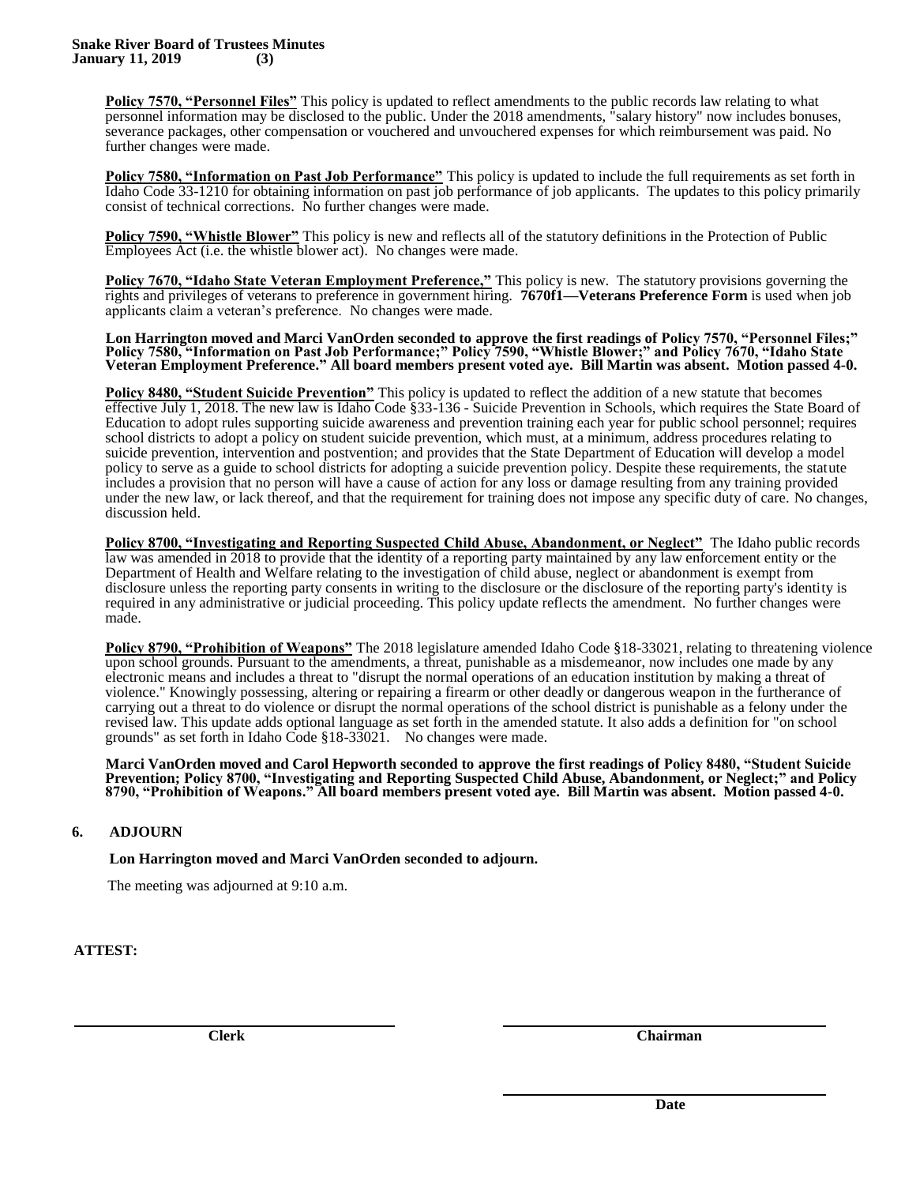**Policy 7570, "Personnel Files"** This policy is updated to reflect amendments to the public records law relating to what personnel information may be disclosed to the public. Under the 2018 amendments, "salary history" now includes bonuses, severance packages, other compensation or vouchered and unvouchered expenses for which reimbursement was paid. No further changes were made.

**Policy 7580, "Information on Past Job Performance"** This policy is updated to include the full requirements as set forth in Idaho Code 33-1210 for obtaining information on past job performance of job applicants. The updates to this policy primarily consist of technical corrections. No further changes were made.

**Policy 7590, "Whistle Blower"** This policy is new and reflects all of the statutory definitions in the Protection of Public Employees Act (i.e. the whistle blower act). No changes were made.

**Policy 7670, "Idaho State Veteran Employment Preference,"** This policy is new. The statutory provisions governing the rights and privileges of veterans to preference in government hiring. **7670f1—Veterans Preference Form** is used when job applicants claim a veteran's preference. No changes were made.

**Lon Harrington moved and Marci VanOrden seconded to approve the first readings of Policy 7570, "Personnel Files;" Policy 7580, "Information on Past Job Performance;" Policy 7590, "Whistle Blower;" and Policy 7670, "Idaho State Veteran Employment Preference." All board members present voted aye. Bill Martin was absent. Motion passed 4-0.**

**Policy 8480, "Student Suicide Prevention"** This policy is updated to reflect the addition of a new statute that becomes effective July 1, 2018. The new law is Idaho Code §33-136 - Suicide Prevention in Schools, which requires the State Board of Education to adopt rules supporting suicide awareness and prevention training each year for public school personnel; requires school districts to adopt a policy on student suicide prevention, which must, at a minimum, address procedures relating to suicide prevention, intervention and postvention; and provides that the State Department of Education will develop a model policy to serve as a guide to school districts for adopting a suicide prevention policy. Despite these requirements, the statute includes a provision that no person will have a cause of action for any loss or damage resulting from any training provided under the new law, or lack thereof, and that the requirement for training does not impose any specific duty of care. No changes, discussion held.

**Policy 8700, "Investigating and Reporting Suspected Child Abuse, Abandonment, or Neglect"** The Idaho public records law was amended in 2018 to provide that the identity of a reporting party maintained by any law enforcement entity or the Department of Health and Welfare relating to the investigation of child abuse, neglect or abandonment is exempt from disclosure unless the reporting party consents in writing to the disclosure or the disclosure of the reporting party's identity is required in any administrative or judicial proceeding. This policy update reflects the amendment. No further changes were made.

**Policy 8790, "Prohibition of Weapons"** The 2018 legislature amended Idaho Code §18-33021, relating to threatening violence upon school grounds. Pursuant to the amendments, a threat, punishable as a misdemeanor, now includes one made by any electronic means and includes a threat to "disrupt the normal operations of an education institution by making a threat of violence." Knowingly possessing, altering or repairing a firearm or other deadly or dangerous weapon in the furtherance of carrying out a threat to do violence or disrupt the normal operations of the school district is punishable as a felony under the revised law. This update adds optional language as set forth in the amended statute. It also adds a definition for "on school grounds" as set forth in Idaho Code §18-33021. No changes were made.

**Marci VanOrden moved and Carol Hepworth seconded to approve the first readings of Policy 8480, "Student Suicide Prevention; Policy 8700, "Investigating and Reporting Suspected Child Abuse, Abandonment, or Neglect;" and Policy 8790, "Prohibition of Weapons." All board members present voted aye. Bill Martin was absent. Motion passed 4-0.**

## 6. ADJOURN

**Lon Harrington moved and Marci VanOrden seconded to adjourn.**

The meeting was adjourned at 9:10 a.m.

**ATTEST:**

**Clerk**

**Chairman**

**Date**